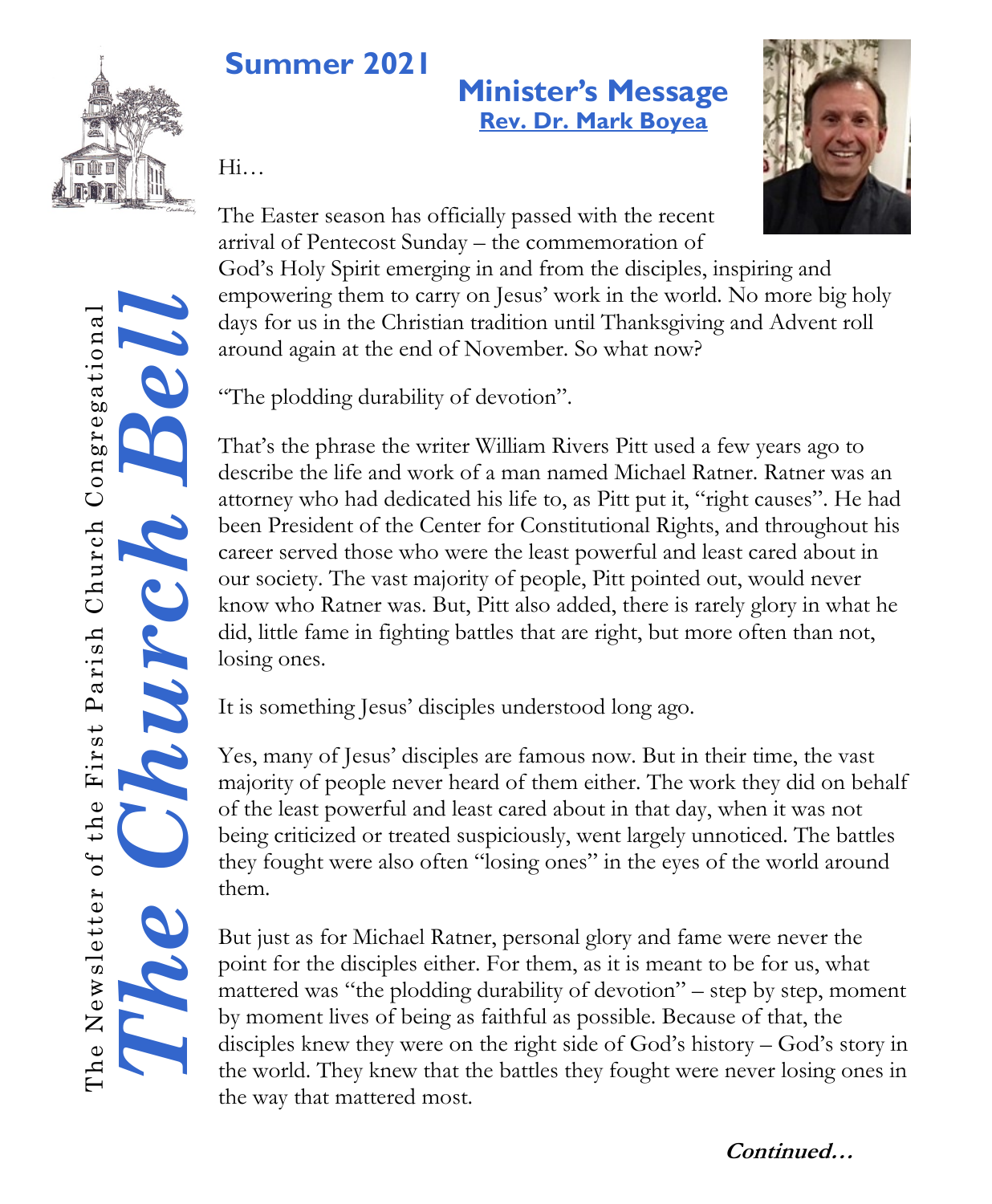# The Church Bell

The Newsletter of the First Parish Church Congregational

## Summer 2021

## Minister's Message

**Rev. Dr. Mark Boyea**

Hi…

The Easter season has officially passed with the recent arrival of Pentecost Sunday – the commemoration of God's Holy Spirit emerging in and from the disciples, inspiring and empowering them to carry on Jesus' work in the world. No more big holy days for us in the Christian tradition until Thanksgiving and Advent roll around again at the end of November. So what now?

"The plodding durability of devotion".

That's the phrase the writer William Rivers Pitt used a few years ago to describe the life and work of a man named Michael Ratner. Ratner was an attorney who had dedicated his life to, as Pitt put it, "right causes". He had been President of the Center for Constitutional Rights, and throughout his career served those who were the least powerful and least cared about in our society. The vast majority of people, Pitt pointed out, would never know who Ratner was. But, Pitt also added, there is rarely glory in what he did, little fame in fighting battles that are right, but more often than not, losing ones.

It is something Jesus' disciples understood long ago.

Yes, many of Jesus' disciples are famous now. But in their time, the vast majority of people never heard of them either. The work they did on behalf of the least powerful and least cared about in that day, when it was not being criticized or treated suspiciously, went largely unnoticed. The battles they fought were also often "losing ones" in the eyes of the world around them.

But just as for Michael Ratner, personal glory and fame were never the point for the disciples either. For them, as it is meant to be for us, what mattered was "the plodding durability of devotion" – step by step, moment by moment lives of being as faithful as possible. Because of that, the disciples knew they were on the right side of God's history – God's story in the world. They knew that the battles they fought were never losing ones in the way that mattered most.

***Continued…***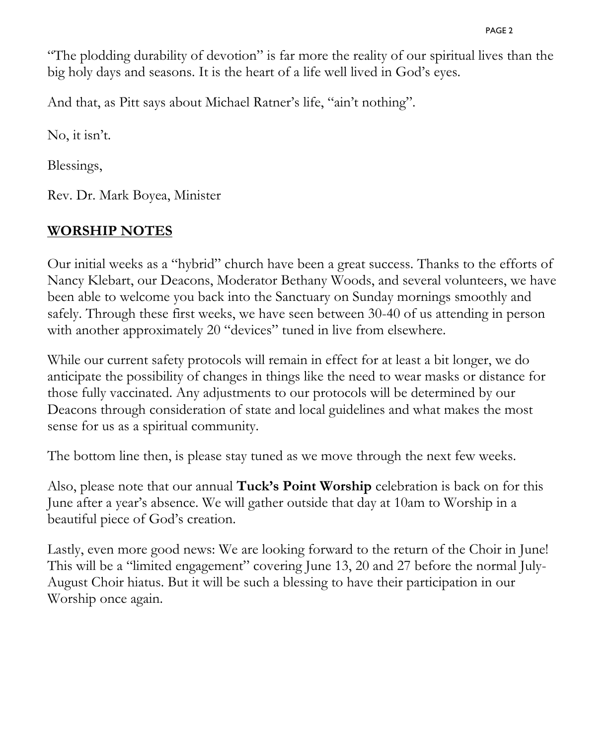"The plodding durability of devotion" is far more the reality of our spiritual lives than the big holy days and seasons. It is the heart of a life well lived in God's eyes.

And that, as Pitt says about Michael Ratner's life, "ain't nothing".

No, it isn't.

Blessings,

Rev. Dr. Mark Boyea, Minister

## WORSHIP NOTES

Our initial weeks as a "hybrid" church have been a great success. Thanks to the efforts of Nancy Klebart, our Deacons, Moderator Bethany Woods, and several volunteers, we have been able to welcome you back into the Sanctuary on Sunday mornings smoothly and safely. Through these first weeks, we have seen between 30-40 of us attending in person with another approximately 20 "devices" tuned in live from elsewhere.

While our current safety protocols will remain in effect for at least a bit longer, we do anticipate the possibility of changes in things like the need to wear masks or distance for those fully vaccinated. Any adjustments to our protocols will be determined by our Deacons through consideration of state and local guidelines and what makes the most sense for us as a spiritual community.

The bottom line then, is please stay tuned as we move through the next few weeks.

Also, please note that our annual **Tuck's Point Worship** celebration is back on for this June after a year's absence. We will gather outside that day at 10am to Worship in a beautiful piece of God's creation.

Lastly, even more good news: We are looking forward to the return of the Choir in June! This will be a "limited engagement" covering June 13, 20 and 27 before the normal July-August Choir hiatus. But it will be such a blessing to have their participation in our Worship once again.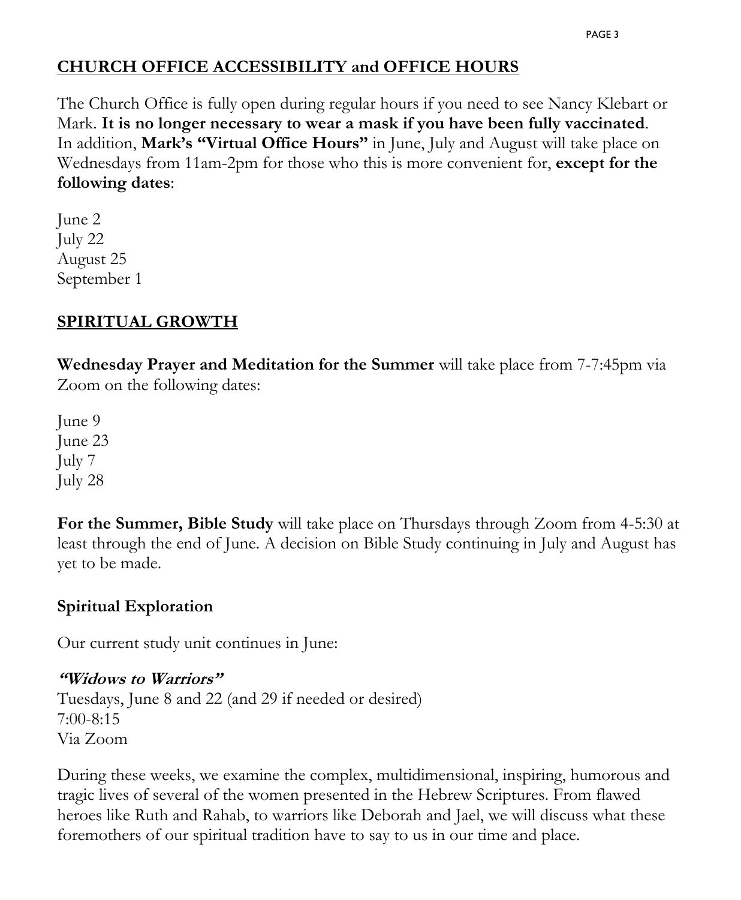## CHURCH OFFICE ACCESSIBILITY and OFFICE HOURS

The Church Office is fully open during regular hours if you need to see Nancy Klebart or Mark. **It is no longer necessary to wear a mask if you have been fully vaccinated**. In addition, **Mark's "Virtual Office Hours"** in June, July and August will take place on Wednesdays from 11am-2pm for those who this is more convenient for, **except for the following dates**:

June 2
July 22
August 25
September 1

## SPIRITUAL GROWTH

**Wednesday Prayer and Meditation for the Summer** will take place from 7-7:45pm via Zoom on the following dates:

June 9
June 23
July 7
July 28

**For the Summer, Bible Study** will take place on Thursdays through Zoom from 4-5:30 at least through the end of June. A decision on Bible Study continuing in July and August has yet to be made.

### Spiritual Exploration

Our current study unit continues in June:

***"Widows to Warriors"***
Tuesdays, June 8 and 22 (and 29 if needed or desired)
7:00-8:15
Via Zoom

During these weeks, we examine the complex, multidimensional, inspiring, humorous and tragic lives of several of the women presented in the Hebrew Scriptures. From flawed heroes like Ruth and Rahab, to warriors like Deborah and Jael, we will discuss what these foremothers of our spiritual tradition have to say to us in our time and place.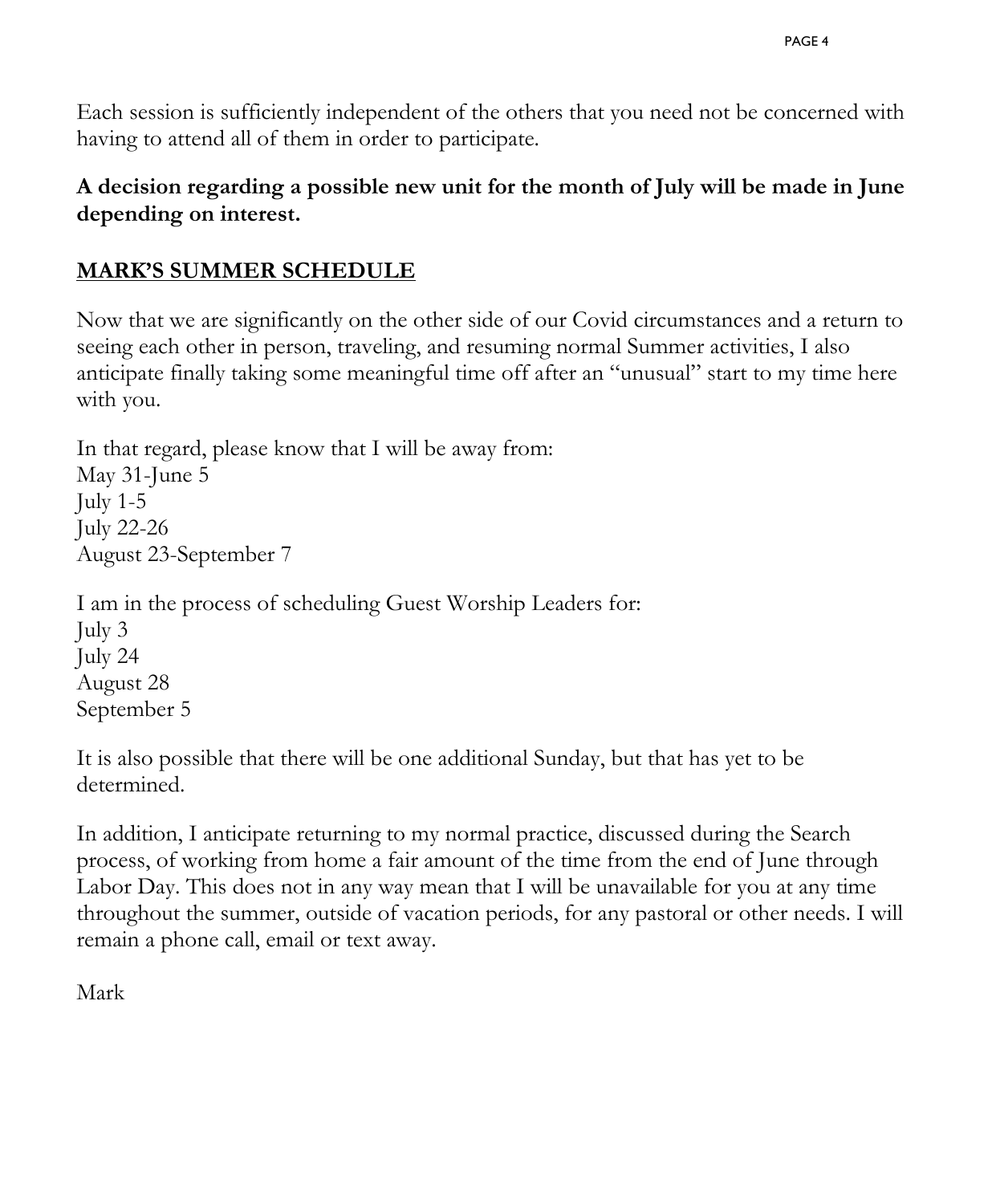Each session is sufficiently independent of the others that you need not be concerned with having to attend all of them in order to participate.

**A decision regarding a possible new unit for the month of July will be made in June depending on interest.**

## <u>MARK'S SUMMER SCHEDULE</u>

Now that we are significantly on the other side of our Covid circumstances and a return to seeing each other in person, traveling, and resuming normal Summer activities, I also anticipate finally taking some meaningful time off after an "unusual" start to my time here with you.

In that regard, please know that I will be away from:  
May 31-June 5  
July 1-5  
July 22-26  
August 23-September 7

I am in the process of scheduling Guest Worship Leaders for:  
July 3  
July 24  
August 28  
September 5

It is also possible that there will be one additional Sunday, but that has yet to be determined.

In addition, I anticipate returning to my normal practice, discussed during the Search process, of working from home a fair amount of the time from the end of June through Labor Day. This does not in any way mean that I will be unavailable for you at any time throughout the summer, outside of vacation periods, for any pastoral or other needs. I will remain a phone call, email or text away.

Mark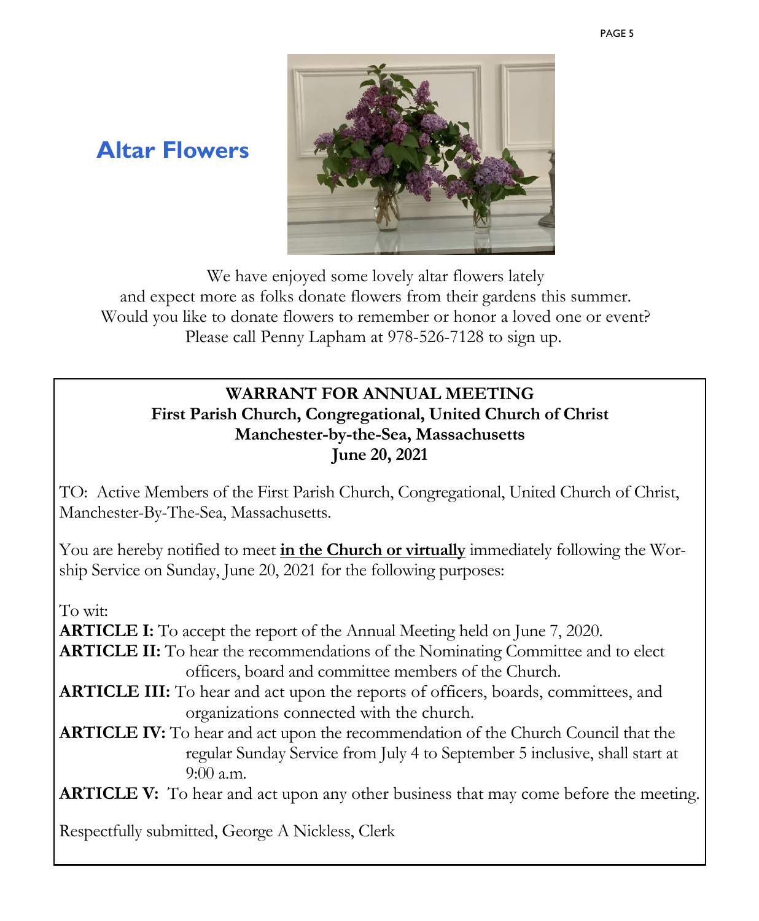## Altar Flowers

We have enjoyed some lovely altar flowers lately
and expect more as folks donate flowers from their gardens this summer.
Would you like to donate flowers to remember or honor a loved one or event?
Please call Penny Lapham at 978-526-7128 to sign up.

**WARRANT FOR ANNUAL MEETING**
**First Parish Church, Congregational, United Church of Christ**
**Manchester-by-the-Sea, Massachusetts**
**June 20, 2021**

TO: Active Members of the First Parish Church, Congregational, United Church of Christ, Manchester-By-The-Sea, Massachusetts.

You are hereby notified to meet **in the Church or virtually** immediately following the Worship Service on Sunday, June 20, 2021 for the following purposes:

To wit:

**ARTICLE I:** To accept the report of the Annual Meeting held on June 7, 2020.

**ARTICLE II:** To hear the recommendations of the Nominating Committee and to elect officers, board and committee members of the Church.

**ARTICLE III:** To hear and act upon the reports of officers, boards, committees, and organizations connected with the church.

**ARTICLE IV:** To hear and act upon the recommendation of the Church Council that the regular Sunday Service from July 4 to September 5 inclusive, shall start at 9:00 a.m.

**ARTICLE V:** To hear and act upon any other business that may come before the meeting.

Respectfully submitted, George A Nickless, Clerk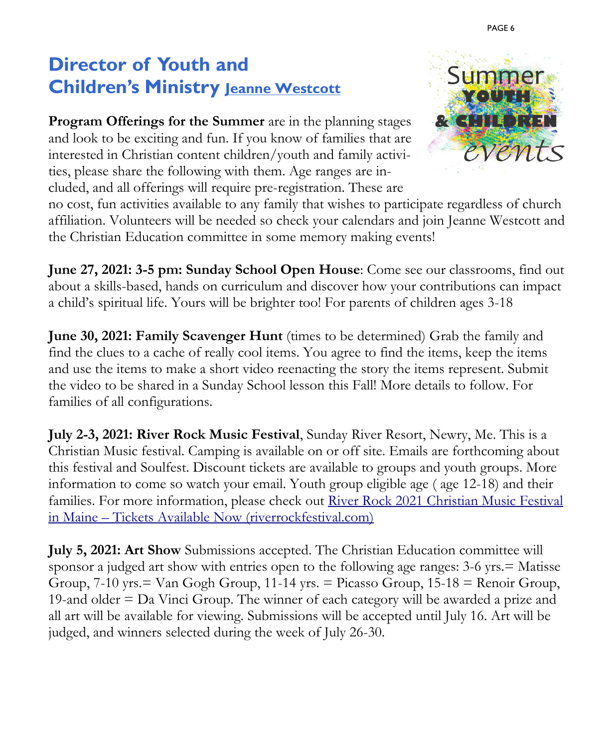# Director of Youth and Children's Ministry [Jeanne Westcott]

**Program Offerings for the Summer** are in the planning stages and look to be exciting and fun. If you know of families that are interested in Christian content children/youth and family activities, please share the following with them. Age ranges are included, and all offerings will require pre-registration. These are no cost, fun activities available to any family that wishes to participate regardless of church affiliation. Volunteers will be needed so check your calendars and join Jeanne Westcott and the Christian Education committee in some memory making events!

**June 27, 2021: 3-5 pm: Sunday School Open House**: Come see our classrooms, find out about a skills-based, hands on curriculum and discover how your contributions can impact a child's spiritual life. Yours will be brighter too! For parents of children ages 3-18

**June 30, 2021: Family Scavenger Hunt** (times to be determined) Grab the family and find the clues to a cache of really cool items. You agree to find the items, keep the items and use the items to make a short video reenacting the story the items represent. Submit the video to be shared in a Sunday School lesson this Fall! More details to follow. For families of all configurations.

**July 2-3, 2021: River Rock Music Festival**, Sunday River Resort, Newry, Me. This is a Christian Music festival. Camping is available on or off site. Emails are forthcoming about this festival and Soulfest. Discount tickets are available to groups and youth groups. More information to come so watch your email. Youth group eligible age ( age 12-18) and their families. For more information, please check out River Rock 2021 Christian Music Festival in Maine – Tickets Available Now (riverrockfestival.com)

**July 5, 2021: Art Show** Submissions accepted. The Christian Education committee will sponsor a judged art show with entries open to the following age ranges: 3-6 yrs.= Matisse Group, 7-10 yrs.= Van Gogh Group, 11-14 yrs. = Picasso Group, 15-18 = Renoir Group, 19-and older = Da Vinci Group. The winner of each category will be awarded a prize and all art will be available for viewing. Submissions will be accepted until July 16. Art will be judged, and winners selected during the week of July 26-30.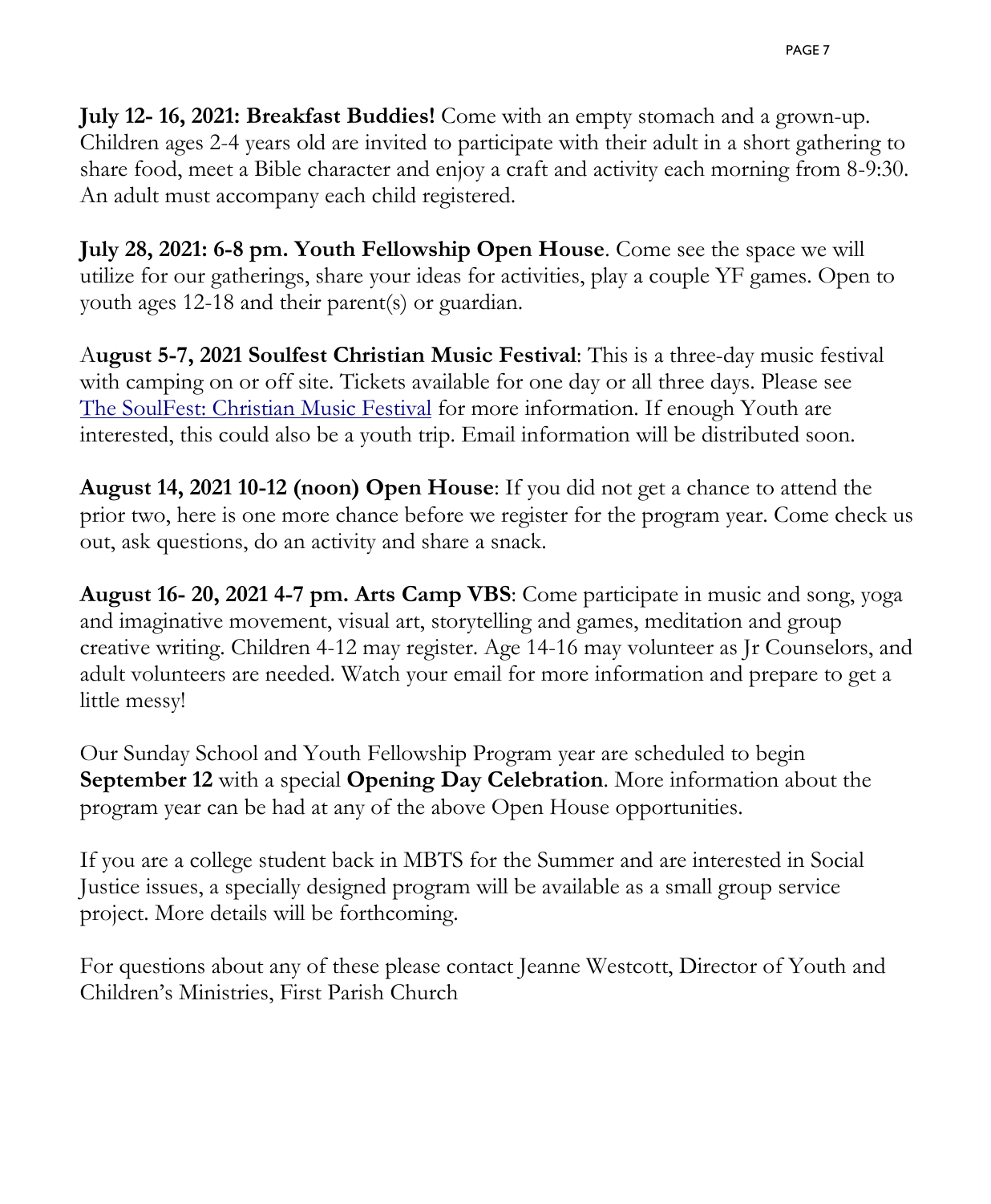**July 12- 16, 2021: Breakfast Buddies!** Come with an empty stomach and a grown-up. Children ages 2-4 years old are invited to participate with their adult in a short gathering to share food, meet a Bible character and enjoy a craft and activity each morning from 8-9:30. An adult must accompany each child registered.

**July 28, 2021: 6-8 pm. Youth Fellowship Open House**. Come see the space we will utilize for our gatherings, share your ideas for activities, play a couple YF games. Open to youth ages 12-18 and their parent(s) or guardian.

A**ugust 5-7, 2021 Soulfest Christian Music Festival**: This is a three-day music festival with camping on or off site. Tickets available for one day or all three days. Please see The SoulFest: Christian Music Festival for more information. If enough Youth are interested, this could also be a youth trip. Email information will be distributed soon.

**August 14, 2021 10-12 (noon) Open House**: If you did not get a chance to attend the prior two, here is one more chance before we register for the program year. Come check us out, ask questions, do an activity and share a snack.

**August 16- 20, 2021 4-7 pm. Arts Camp VBS**: Come participate in music and song, yoga and imaginative movement, visual art, storytelling and games, meditation and group creative writing. Children 4-12 may register. Age 14-16 may volunteer as Jr Counselors, and adult volunteers are needed. Watch your email for more information and prepare to get a little messy!

Our Sunday School and Youth Fellowship Program year are scheduled to begin **September 12** with a special **Opening Day Celebration**. More information about the program year can be had at any of the above Open House opportunities.

If you are a college student back in MBTS for the Summer and are interested in Social Justice issues, a specially designed program will be available as a small group service project. More details will be forthcoming.

For questions about any of these please contact Jeanne Westcott, Director of Youth and Children's Ministries, First Parish Church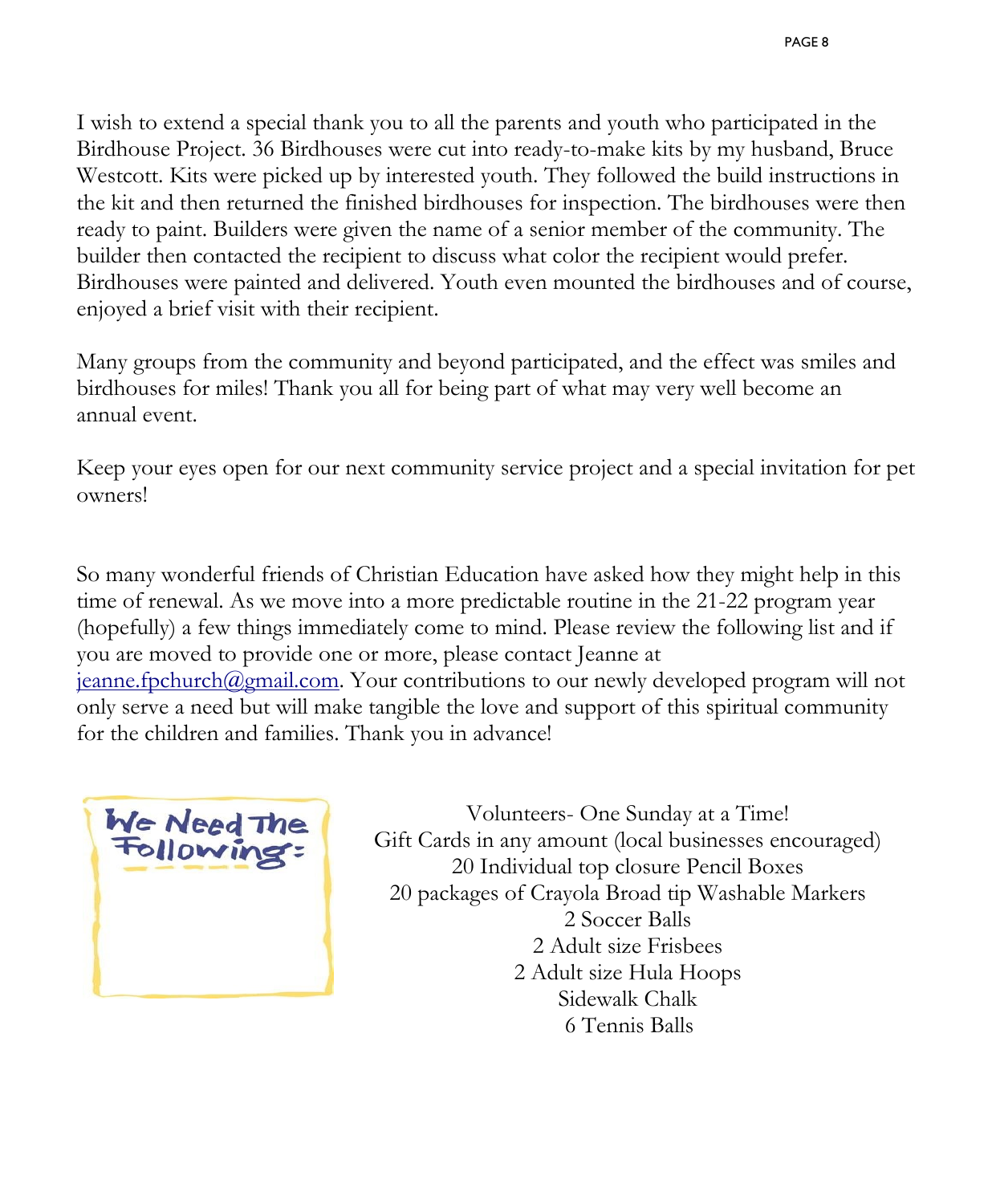I wish to extend a special thank you to all the parents and youth who participated in the Birdhouse Project. 36 Birdhouses were cut into ready-to-make kits by my husband, Bruce Westcott. Kits were picked up by interested youth. They followed the build instructions in the kit and then returned the finished birdhouses for inspection. The birdhouses were then ready to paint. Builders were given the name of a senior member of the community. The builder then contacted the recipient to discuss what color the recipient would prefer. Birdhouses were painted and delivered. Youth even mounted the birdhouses and of course, enjoyed a brief visit with their recipient.

Many groups from the community and beyond participated, and the effect was smiles and birdhouses for miles! Thank you all for being part of what may very well become an annual event.

Keep your eyes open for our next community service project and a special invitation for pet owners!

So many wonderful friends of Christian Education have asked how they might help in this time of renewal. As we move into a more predictable routine in the 21-22 program year (hopefully) a few things immediately come to mind. Please review the following list and if you are moved to provide one or more, please contact Jeanne at [jeanne.fpchurch@gmail.com](mailto:jeanne.fpchurch@gmail.com). Your contributions to our newly developed program will not only serve a need but will make tangible the love and support of this spiritual community for the children and families. Thank you in advance!

**We Need The Following:**

Volunteers- One Sunday at a Time!
Gift Cards in any amount (local businesses encouraged)
20 Individual top closure Pencil Boxes
20 packages of Crayola Broad tip Washable Markers
2 Soccer Balls
2 Adult size Frisbees
2 Adult size Hula Hoops
Sidewalk Chalk
6 Tennis Balls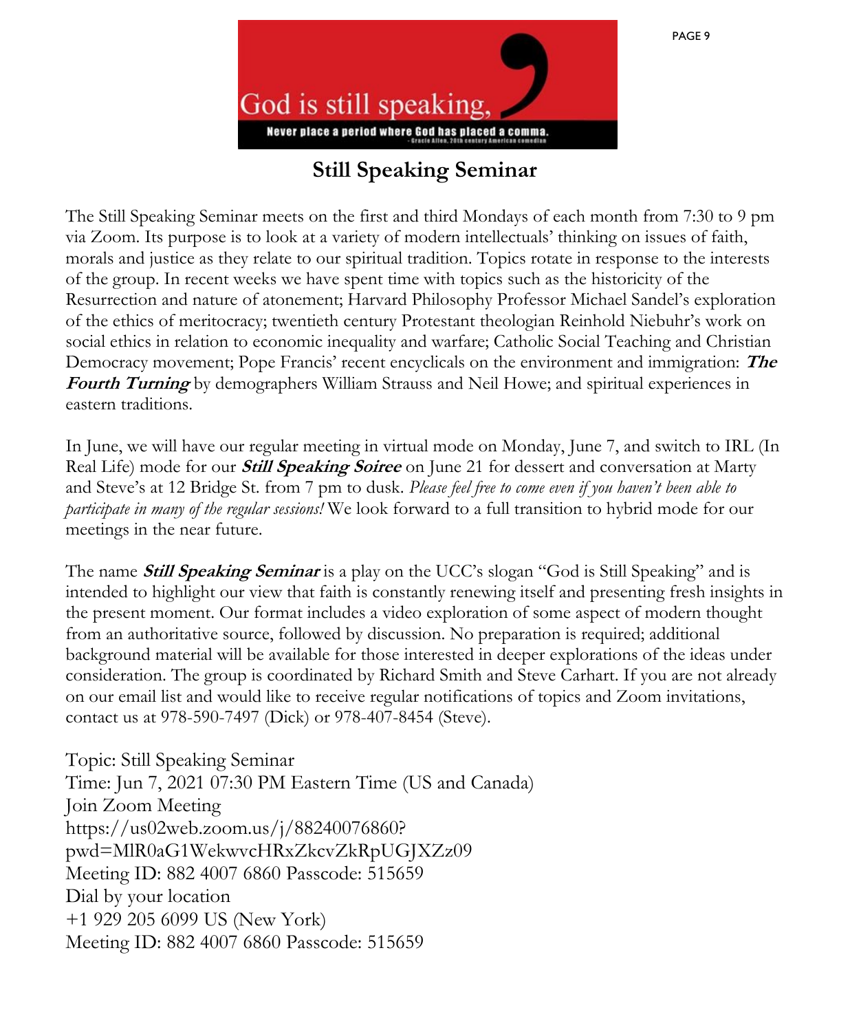# Still Speaking Seminar

The Still Speaking Seminar meets on the first and third Mondays of each month from 7:30 to 9 pm via Zoom. Its purpose is to look at a variety of modern intellectuals' thinking on issues of faith, morals and justice as they relate to our spiritual tradition. Topics rotate in response to the interests of the group. In recent weeks we have spent time with topics such as the historicity of the Resurrection and nature of atonement; Harvard Philosophy Professor Michael Sandel's exploration of the ethics of meritocracy; twentieth century Protestant theologian Reinhold Niebuhr's work on social ethics in relation to economic inequality and warfare; Catholic Social Teaching and Christian Democracy movement; Pope Francis' recent encyclicals on the environment and immigration: ***The Fourth Turning*** by demographers William Strauss and Neil Howe; and spiritual experiences in eastern traditions.

In June, we will have our regular meeting in virtual mode on Monday, June 7, and switch to IRL (In Real Life) mode for our ***Still Speaking Soiree*** on June 21 for dessert and conversation at Marty and Steve's at 12 Bridge St. from 7 pm to dusk. *Please feel free to come even if you haven't been able to participate in many of the regular sessions!* We look forward to a full transition to hybrid mode for our meetings in the near future.

The name ***Still Speaking Seminar*** is a play on the UCC's slogan "God is Still Speaking" and is intended to highlight our view that faith is constantly renewing itself and presenting fresh insights in the present moment. Our format includes a video exploration of some aspect of modern thought from an authoritative source, followed by discussion. No preparation is required; additional background material will be available for those interested in deeper explorations of the ideas under consideration. The group is coordinated by Richard Smith and Steve Carhart. If you are not already on our email list and would like to receive regular notifications of topics and Zoom invitations, contact us at 978-590-7497 (Dick) or 978-407-8454 (Steve).

Topic: Still Speaking Seminar
Time: Jun 7, 2021 07:30 PM Eastern Time (US and Canada)
Join Zoom Meeting
https://us02web.zoom.us/j/88240076860?pwd=MlR0aG1WekwvcHRxZkcvZkRpUGJXZz09
Meeting ID: 882 4007 6860 Passcode: 515659
Dial by your location
+1 929 205 6099 US (New York)
Meeting ID: 882 4007 6860 Passcode: 515659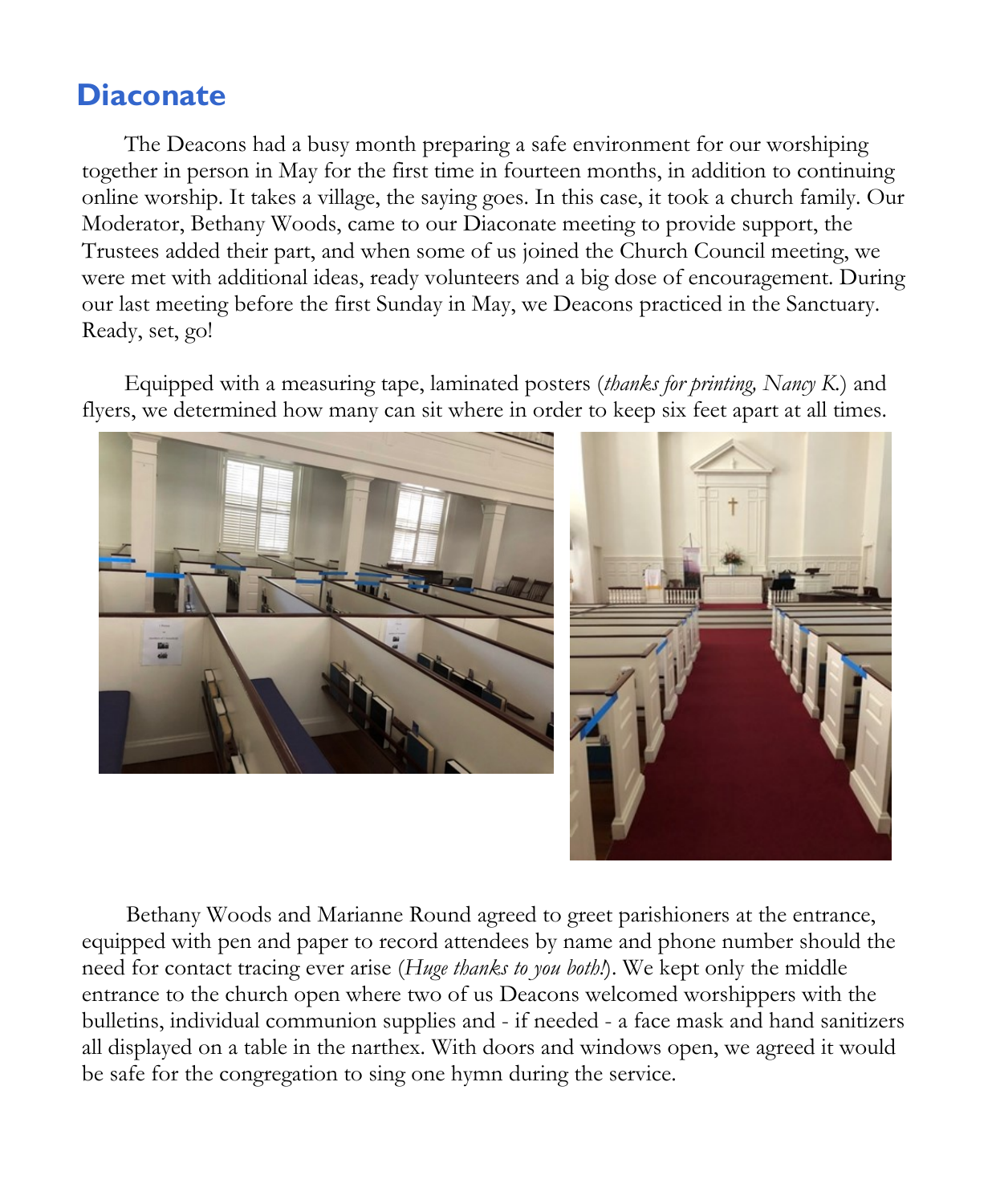## Diaconate

The Deacons had a busy month preparing a safe environment for our worshiping together in person in May for the first time in fourteen months, in addition to continuing online worship. It takes a village, the saying goes. In this case, it took a church family. Our Moderator, Bethany Woods, came to our Diaconate meeting to provide support, the Trustees added their part, and when some of us joined the Church Council meeting, we were met with additional ideas, ready volunteers and a big dose of encouragement. During our last meeting before the first Sunday in May, we Deacons practiced in the Sanctuary. Ready, set, go!

Equipped with a measuring tape, laminated posters (*thanks for printing, Nancy K.*) and flyers, we determined how many can sit where in order to keep six feet apart at all times.

Bethany Woods and Marianne Round agreed to greet parishioners at the entrance, equipped with pen and paper to record attendees by name and phone number should the need for contact tracing ever arise (*Huge thanks to you both!*). We kept only the middle entrance to the church open where two of us Deacons welcomed worshippers with the bulletins, individual communion supplies and - if needed - a face mask and hand sanitizers all displayed on a table in the narthex. With doors and windows open, we agreed it would be safe for the congregation to sing one hymn during the service.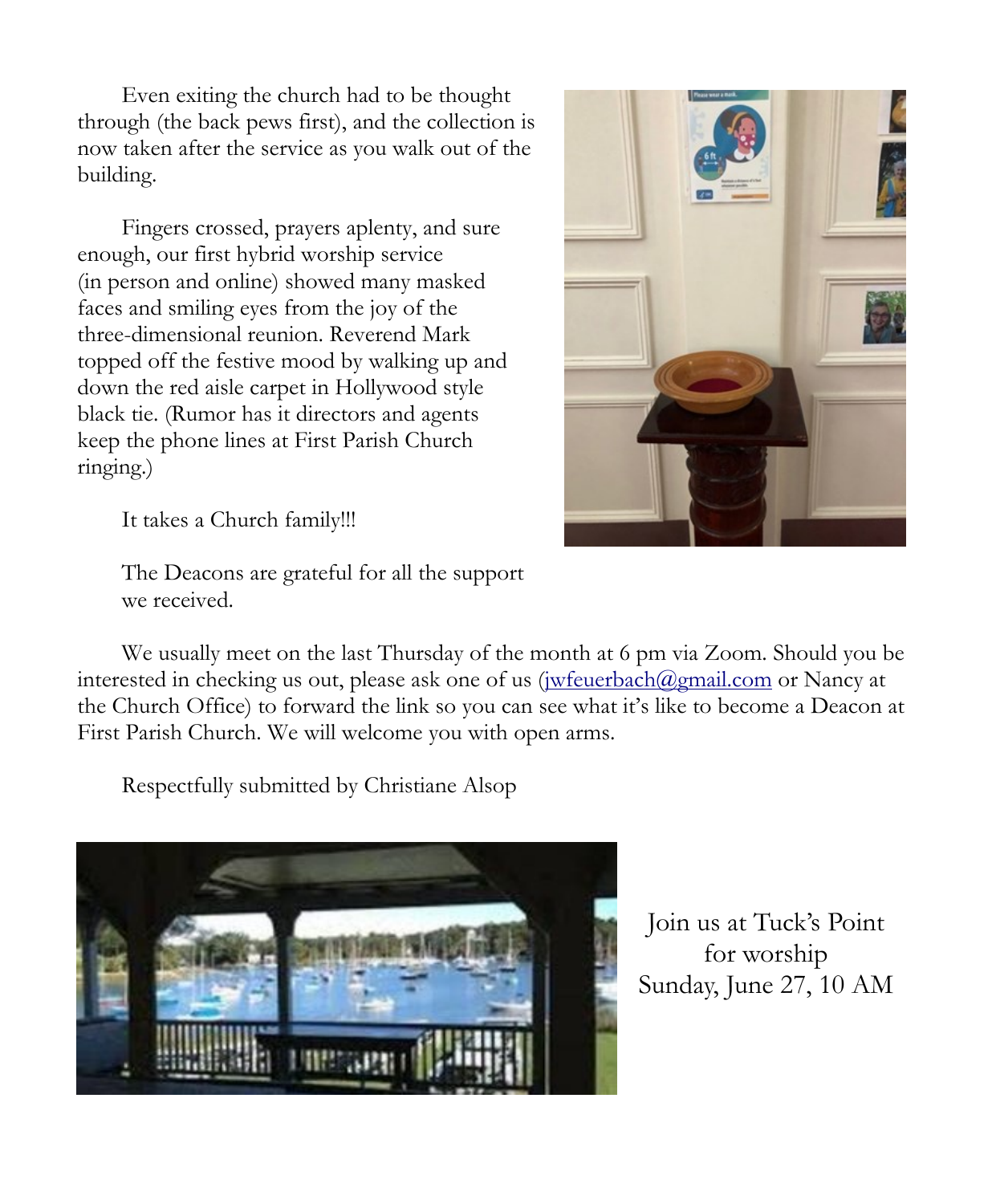Even exiting the church had to be thought through (the back pews first), and the collection is now taken after the service as you walk out of the building.

Fingers crossed, prayers aplenty, and sure enough, our first hybrid worship service (in person and online) showed many masked faces and smiling eyes from the joy of the three-dimensional reunion. Reverend Mark topped off the festive mood by walking up and down the red aisle carpet in Hollywood style black tie. (Rumor has it directors and agents keep the phone lines at First Parish Church ringing.)

It takes a Church family!!!

The Deacons are grateful for all the support we received.

We usually meet on the last Thursday of the month at 6 pm via Zoom. Should you be interested in checking us out, please ask one of us (jwfeuerbach@gmail.com or Nancy at the Church Office) to forward the link so you can see what it's like to become a Deacon at First Parish Church. We will welcome you with open arms.

Respectfully submitted by Christiane Alsop

Join us at Tuck's Point for worship Sunday, June 27, 10 AM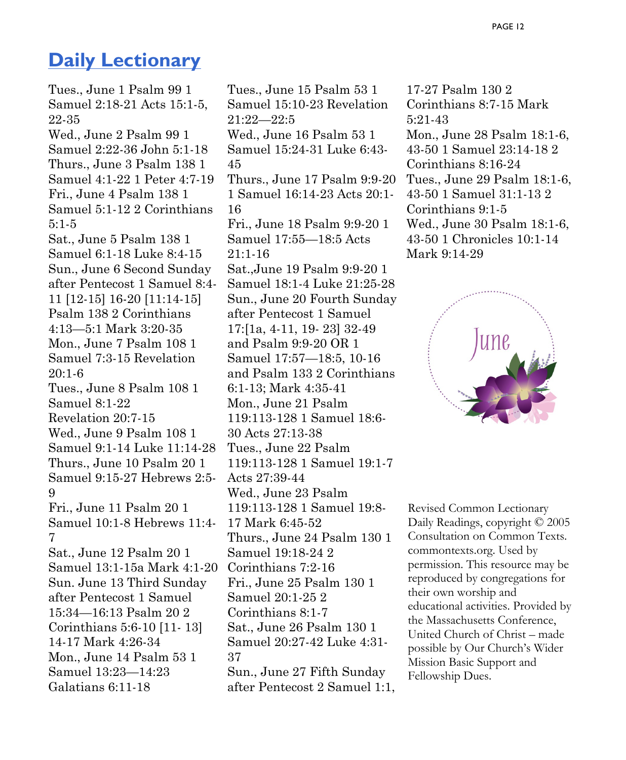## Daily Lectionary

Tues., June 1 Psalm 99 1 Samuel 2:18-21 Acts 15:1-5, 22-35
Wed., June 2 Psalm 99 1 Samuel 2:22-36 John 5:1-18
Thurs., June 3 Psalm 138 1 Samuel 4:1-22 1 Peter 4:7-19
Fri., June 4 Psalm 138 1 Samuel 5:1-12 2 Corinthians 5:1-5
Sat., June 5 Psalm 138 1 Samuel 6:1-18 Luke 8:4-15
Sun., June 6 Second Sunday after Pentecost 1 Samuel 8:4-11 [12-15] 16-20 [11:14-15] Psalm 138 2 Corinthians 4:13—5:1 Mark 3:20-35
Mon., June 7 Psalm 108 1 Samuel 7:3-15 Revelation 20:1-6
Tues., June 8 Psalm 108 1 Samuel 8:1-22
Revelation 20:7-15
Wed., June 9 Psalm 108 1 Samuel 9:1-14 Luke 11:14-28
Thurs., June 10 Psalm 20 1 Samuel 9:15-27 Hebrews 2:5-9
Fri., June 11 Psalm 20 1 Samuel 10:1-8 Hebrews 11:4-7
Sat., June 12 Psalm 20 1 Samuel 13:1-15a Mark 4:1-20
Sun. June 13 Third Sunday after Pentecost 1 Samuel 15:34—16:13 Psalm 20 2 Corinthians 5:6-10 [11- 13] 14-17 Mark 4:26-34
Mon., June 14 Psalm 53 1 Samuel 13:23—14:23 Galatians 6:11-18
Tues., June 15 Psalm 53 1 Samuel 15:10-23 Revelation 21:22—22:5
Wed., June 16 Psalm 53 1 Samuel 15:24-31 Luke 6:43-45
Thurs., June 17 Psalm 9:9-20 1 Samuel 16:14-23 Acts 20:1-16
Fri., June 18 Psalm 9:9-20 1 Samuel 17:55—18:5 Acts 21:1-16
Sat.,June 19 Psalm 9:9-20 1 Samuel 18:1-4 Luke 21:25-28
Sun., June 20 Fourth Sunday after Pentecost 1 Samuel 17:[1a, 4-11, 19- 23] 32-49 and Psalm 9:9-20 OR 1 Samuel 17:57—18:5, 10-16 and Psalm 133 2 Corinthians 6:1-13; Mark 4:35-41
Mon., June 21 Psalm 119:113-128 1 Samuel 18:6-30 Acts 27:13-38
Tues., June 22 Psalm 119:113-128 1 Samuel 19:1-7 Acts 27:39-44
Wed., June 23 Psalm 119:113-128 1 Samuel 19:8-17 Mark 6:45-52
Thurs., June 24 Psalm 130 1 Samuel 19:18-24 2 Corinthians 7:2-16
Fri., June 25 Psalm 130 1 Samuel 20:1-25 2 Corinthians 8:1-7
Sat., June 26 Psalm 130 1 Samuel 20:27-42 Luke 4:31-37
Sun., June 27 Fifth Sunday after Pentecost 2 Samuel 1:1, 17-27 Psalm 130 2 Corinthians 8:7-15 Mark 5:21-43
Mon., June 28 Psalm 18:1-6, 43-50 1 Samuel 23:14-18 2 Corinthians 8:16-24
Tues., June 29 Psalm 18:1-6, 43-50 1 Samuel 31:1-13 2 Corinthians 9:1-5
Wed., June 30 Psalm 18:1-6, 43-50 1 Chronicles 10:1-14 Mark 9:14-29

June

Revised Common Lectionary Daily Readings, copyright © 2005 Consultation on Common Texts. commontexts.org. Used by permission. This resource may be reproduced by congregations for their own worship and educational activities. Provided by the Massachusetts Conference, United Church of Christ – made possible by Our Church's Wider Mission Basic Support and Fellowship Dues.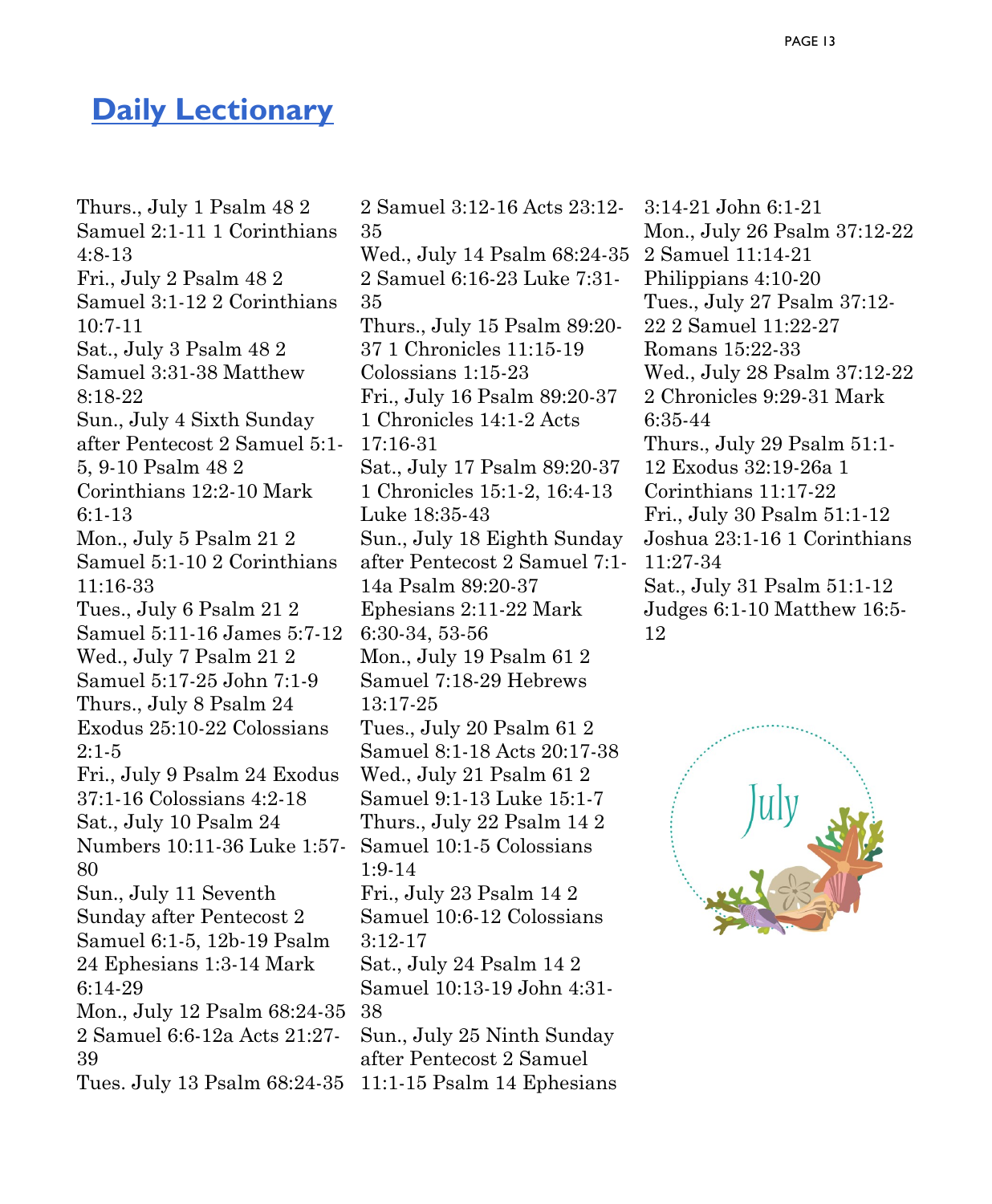# Daily Lectionary

Thurs., July 1 Psalm 48 2 Samuel 2:1-11 1 Corinthians 4:8-13
Fri., July 2 Psalm 48 2 Samuel 3:1-12 2 Corinthians 10:7-11
Sat., July 3 Psalm 48 2 Samuel 3:31-38 Matthew 8:18-22
Sun., July 4 Sixth Sunday after Pentecost 2 Samuel 5:1-5, 9-10 Psalm 48 2 Corinthians 12:2-10 Mark 6:1-13
Mon., July 5 Psalm 21 2 Samuel 5:1-10 2 Corinthians 11:16-33
Tues., July 6 Psalm 21 2 Samuel 5:11-16 James 5:7-12
Wed., July 7 Psalm 21 2 Samuel 5:17-25 John 7:1-9
Thurs., July 8 Psalm 24 Exodus 25:10-22 Colossians 2:1-5
Fri., July 9 Psalm 24 Exodus 37:1-16 Colossians 4:2-18
Sat., July 10 Psalm 24 Numbers 10:11-36 Luke 1:57-80
Sun., July 11 Seventh Sunday after Pentecost 2 Samuel 6:1-5, 12b-19 Psalm 24 Ephesians 1:3-14 Mark 6:14-29
Mon., July 12 Psalm 68:24-35 2 Samuel 6:6-12a Acts 21:27-39
Tues. July 13 Psalm 68:24-35 2 Samuel 3:12-16 Acts 23:12-35
Wed., July 14 Psalm 68:24-35 2 Samuel 6:16-23 Luke 7:31-35
Thurs., July 15 Psalm 89:20-37 1 Chronicles 11:15-19 Colossians 1:15-23
Fri., July 16 Psalm 89:20-37 1 Chronicles 14:1-2 Acts 17:16-31
Sat., July 17 Psalm 89:20-37 1 Chronicles 15:1-2, 16:4-13 Luke 18:35-43
Sun., July 18 Eighth Sunday after Pentecost 2 Samuel 7:1-14a Psalm 89:20-37 Ephesians 2:11-22 Mark 6:30-34, 53-56
Mon., July 19 Psalm 61 2 Samuel 7:18-29 Hebrews 13:17-25
Tues., July 20 Psalm 61 2 Samuel 8:1-18 Acts 20:17-38
Wed., July 21 Psalm 61 2 Samuel 9:1-13 Luke 15:1-7
Thurs., July 22 Psalm 14 2 Samuel 10:1-5 Colossians 1:9-14
Fri., July 23 Psalm 14 2 Samuel 10:6-12 Colossians 3:12-17
Sat., July 24 Psalm 14 2 Samuel 10:13-19 John 4:31-38
Sun., July 25 Ninth Sunday after Pentecost 2 Samuel 11:1-15 Psalm 14 Ephesians 3:14-21 John 6:1-21
Mon., July 26 Psalm 37:12-22 2 Samuel 11:14-21 Philippians 4:10-20
Tues., July 27 Psalm 37:12-22 2 Samuel 11:22-27 Romans 15:22-33
Wed., July 28 Psalm 37:12-22 2 Chronicles 9:29-31 Mark 6:35-44
Thurs., July 29 Psalm 51:1-12 Exodus 32:19-26a 1 Corinthians 11:17-22
Fri., July 30 Psalm 51:1-12 Joshua 23:1-16 1 Corinthians 11:27-34
Sat., July 31 Psalm 51:1-12 Judges 6:1-10 Matthew 16:5-12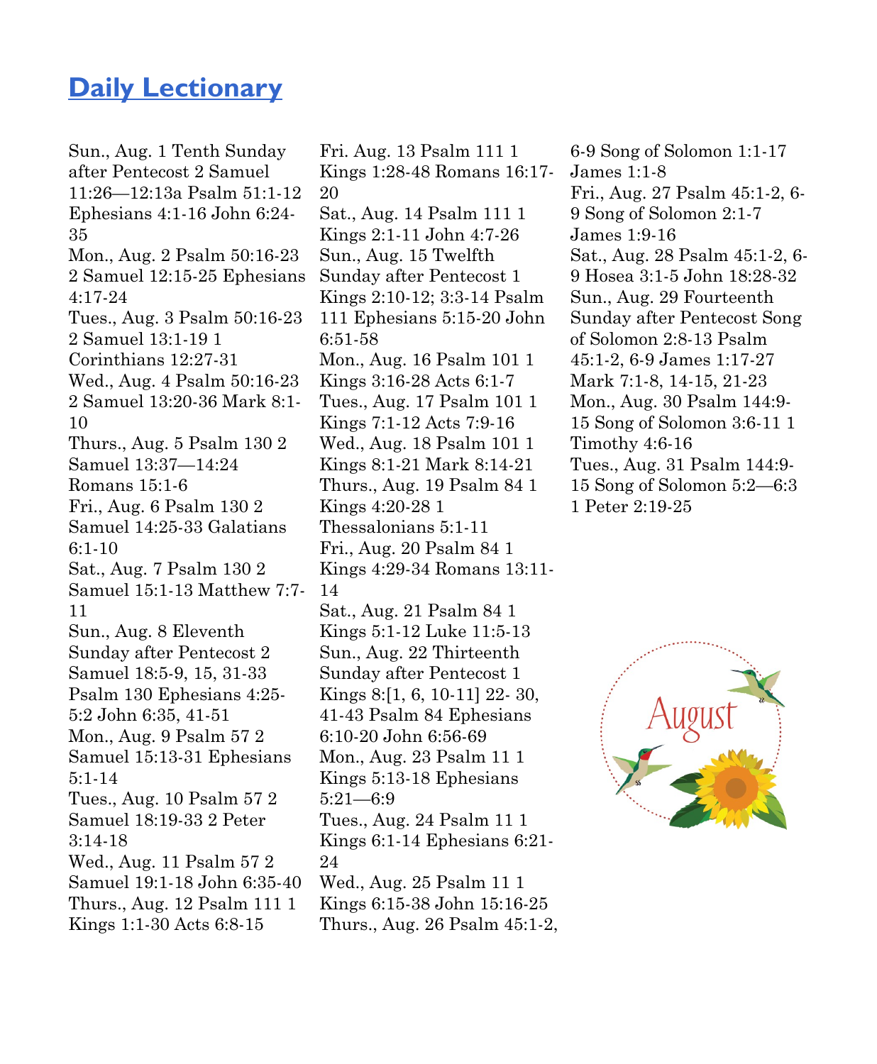# Daily Lectionary

Sun., Aug. 1 Tenth Sunday after Pentecost 2 Samuel 11:26—12:13a Psalm 51:1-12 Ephesians 4:1-16 John 6:24-35

Mon., Aug. 2 Psalm 50:16-23 2 Samuel 12:15-25 Ephesians 4:17-24

Tues., Aug. 3 Psalm 50:16-23 2 Samuel 13:1-19 1 Corinthians 12:27-31

Wed., Aug. 4 Psalm 50:16-23 2 Samuel 13:20-36 Mark 8:1-10

Thurs., Aug. 5 Psalm 130 2 Samuel 13:37—14:24 Romans 15:1-6

Fri., Aug. 6 Psalm 130 2 Samuel 14:25-33 Galatians 6:1-10

Sat., Aug. 7 Psalm 130 2 Samuel 15:1-13 Matthew 7:7-11

Sun., Aug. 8 Eleventh Sunday after Pentecost 2 Samuel 18:5-9, 15, 31-33 Psalm 130 Ephesians 4:25-5:2 John 6:35, 41-51

Mon., Aug. 9 Psalm 57 2 Samuel 15:13-31 Ephesians 5:1-14

Tues., Aug. 10 Psalm 57 2 Samuel 18:19-33 2 Peter 3:14-18

Wed., Aug. 11 Psalm 57 2 Samuel 19:1-18 John 6:35-40

Thurs., Aug. 12 Psalm 111 1 Kings 1:1-30 Acts 6:8-15

Fri. Aug. 13 Psalm 111 1 Kings 1:28-48 Romans 16:17-20

Sat., Aug. 14 Psalm 111 1 Kings 2:1-11 John 4:7-26

Sun., Aug. 15 Twelfth Sunday after Pentecost 1 Kings 2:10-12; 3:3-14 Psalm 111 Ephesians 5:15-20 John 6:51-58

Mon., Aug. 16 Psalm 101 1 Kings 3:16-28 Acts 6:1-7

Tues., Aug. 17 Psalm 101 1 Kings 7:1-12 Acts 7:9-16

Wed., Aug. 18 Psalm 101 1 Kings 8:1-21 Mark 8:14-21

Thurs., Aug. 19 Psalm 84 1 Kings 4:20-28 1 Thessalonians 5:1-11

Fri., Aug. 20 Psalm 84 1 Kings 4:29-34 Romans 13:11-14

Sat., Aug. 21 Psalm 84 1 Kings 5:1-12 Luke 11:5-13

Sun., Aug. 22 Thirteenth Sunday after Pentecost 1 Kings 8:[1, 6, 10-11] 22- 30, 41-43 Psalm 84 Ephesians 6:10-20 John 6:56-69

Mon., Aug. 23 Psalm 11 1 Kings 5:13-18 Ephesians 5:21—6:9

Tues., Aug. 24 Psalm 11 1 Kings 6:1-14 Ephesians 6:21-24

Wed., Aug. 25 Psalm 11 1 Kings 6:15-38 John 15:16-25

Thurs., Aug. 26 Psalm 45:1-2, 6-9 Song of Solomon 1:1-17 James 1:1-8

Fri., Aug. 27 Psalm 45:1-2, 6-9 Song of Solomon 2:1-7 James 1:9-16

Sat., Aug. 28 Psalm 45:1-2, 6-9 Hosea 3:1-5 John 18:28-32

Sun., Aug. 29 Fourteenth Sunday after Pentecost Song of Solomon 2:8-13 Psalm 45:1-2, 6-9 James 1:17-27 Mark 7:1-8, 14-15, 21-23

Mon., Aug. 30 Psalm 144:9-15 Song of Solomon 3:6-11 1 Timothy 4:6-16

Tues., Aug. 31 Psalm 144:9-15 Song of Solomon 5:2—6:3 1 Peter 2:19-25

August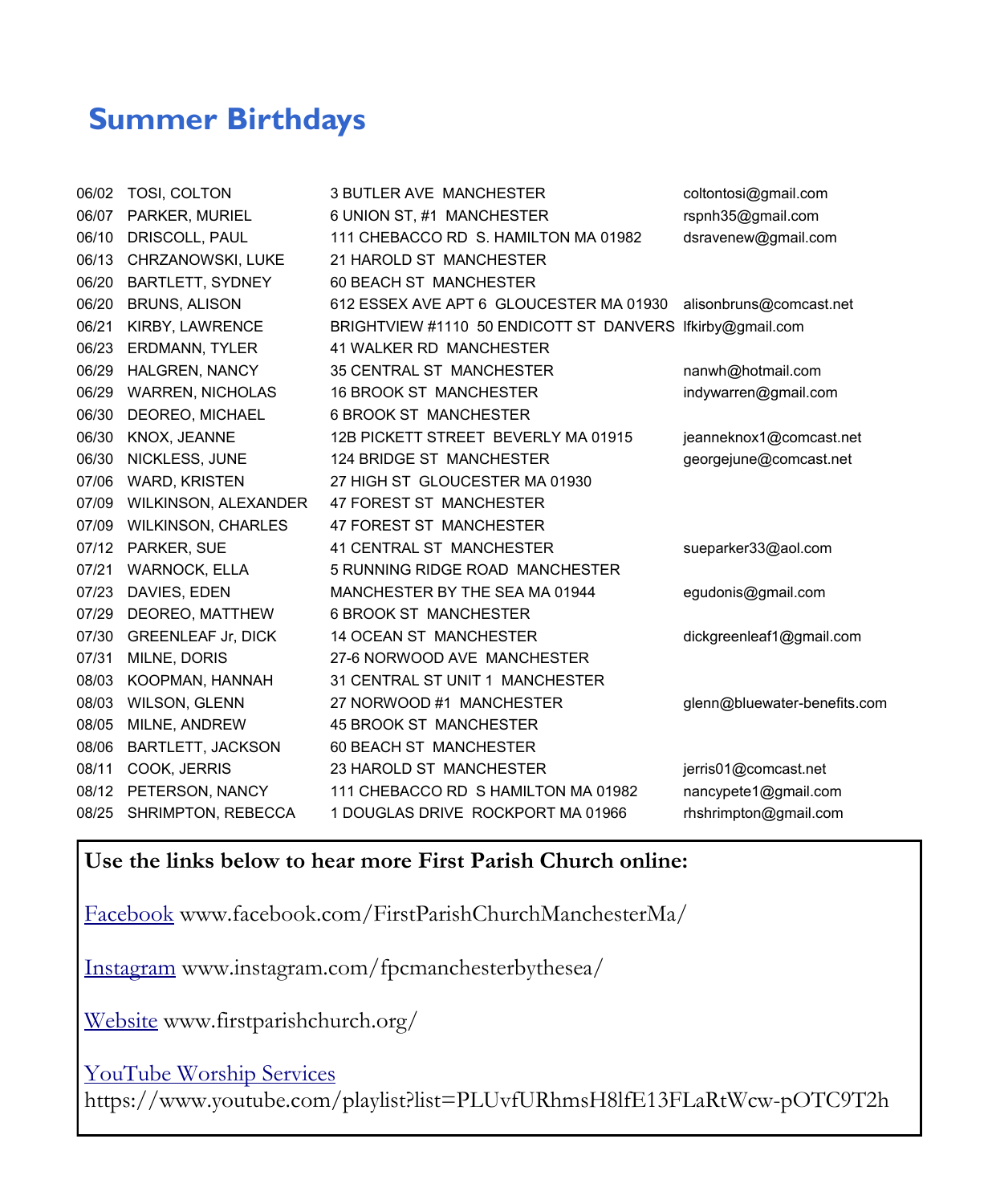# Summer Birthdays

| | | | |
|---|---|---|---|
| 06/02 | TOSI, COLTON | 3 BUTLER AVE  MANCHESTER | coltontosi@gmail.com |
| 06/07 | PARKER, MURIEL | 6 UNION ST, #1  MANCHESTER | rspnh35@gmail.com |
| 06/10 | DRISCOLL, PAUL | 111 CHEBACCO RD  S. HAMILTON MA 01982 | dsravenew@gmail.com |
| 06/13 | CHRZANOWSKI, LUKE | 21 HAROLD ST  MANCHESTER | |
| 06/20 | BARTLETT, SYDNEY | 60 BEACH ST  MANCHESTER | |
| 06/20 | BRUNS, ALISON | 612 ESSEX AVE APT 6  GLOUCESTER MA 01930 | alisonbruns@comcast.net |
| 06/21 | KIRBY, LAWRENCE | BRIGHTVIEW #1110  50 ENDICOTT ST  DANVERS | lfkirby@gmail.com |
| 06/23 | ERDMANN, TYLER | 41 WALKER RD  MANCHESTER | |
| 06/29 | HALGREN, NANCY | 35 CENTRAL ST  MANCHESTER | nanwh@hotmail.com |
| 06/29 | WARREN, NICHOLAS | 16 BROOK ST  MANCHESTER | indywarren@gmail.com |
| 06/30 | DEOREO, MICHAEL | 6 BROOK ST  MANCHESTER | |
| 06/30 | KNOX, JEANNE | 12B PICKETT STREET  BEVERLY MA 01915 | jeanneknox1@comcast.net |
| 06/30 | NICKLESS, JUNE | 124 BRIDGE ST  MANCHESTER | georgejune@comcast.net |
| 07/06 | WARD, KRISTEN | 27 HIGH ST  GLOUCESTER MA 01930 | |
| 07/09 | WILKINSON, ALEXANDER | 47 FOREST ST  MANCHESTER | |
| 07/09 | WILKINSON, CHARLES | 47 FOREST ST  MANCHESTER | |
| 07/12 | PARKER, SUE | 41 CENTRAL ST  MANCHESTER | sueparker33@aol.com |
| 07/21 | WARNOCK, ELLA | 5 RUNNING RIDGE ROAD  MANCHESTER | |
| 07/23 | DAVIES, EDEN | MANCHESTER BY THE SEA MA 01944 | egudonis@gmail.com |
| 07/29 | DEOREO, MATTHEW | 6 BROOK ST  MANCHESTER | |
| 07/30 | GREENLEAF Jr, DICK | 14 OCEAN ST  MANCHESTER | dickgreenleaf1@gmail.com |
| 07/31 | MILNE, DORIS | 27-6 NORWOOD AVE  MANCHESTER | |
| 08/03 | KOOPMAN, HANNAH | 31 CENTRAL ST UNIT 1  MANCHESTER | |
| 08/03 | WILSON, GLENN | 27 NORWOOD #1  MANCHESTER | glenn@bluewater-benefits.com |
| 08/05 | MILNE, ANDREW | 45 BROOK ST  MANCHESTER | |
| 08/06 | BARTLETT, JACKSON | 60 BEACH ST  MANCHESTER | |
| 08/11 | COOK, JERRIS | 23 HAROLD ST  MANCHESTER | jerris01@comcast.net |
| 08/12 | PETERSON, NANCY | 111 CHEBACCO RD  S HAMILTON MA 01982 | nancypete1@gmail.com |
| 08/25 | SHRIMPTON, REBECCA | 1 DOUGLAS DRIVE  ROCKPORT MA 01966 | rhshrimpton@gmail.com |

**Use the links below to hear more First Parish Church online:**

Facebook www.facebook.com/FirstParishChurchManchesterMa/

Instagram www.instagram.com/fpcmanchesterbythesea/

Website www.firstparishchurch.org/

YouTube Worship Services
https://www.youtube.com/playlist?list=PLUvfURhmsH8lfE13FLaRtWcw-pOTC9T2h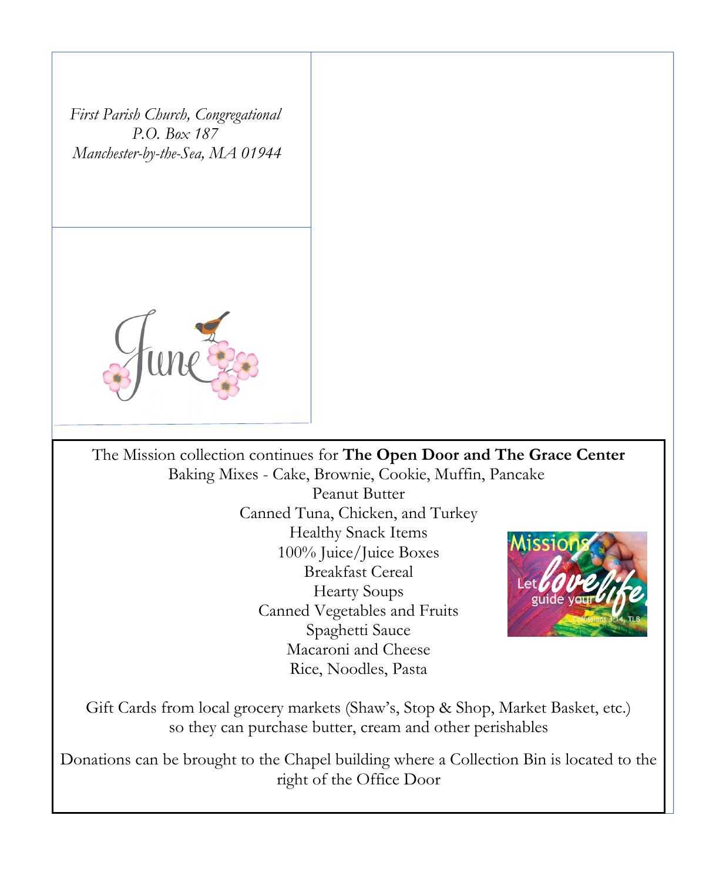*First Parish Church, Congregational*
*P.O. Box 187*
*Manchester-by-the-Sea, MA 01944*

The Mission collection continues for **The Open Door and The Grace Center**

Baking Mixes - Cake, Brownie, Cookie, Muffin, Pancake
Peanut Butter
Canned Tuna, Chicken, and Turkey
Healthy Snack Items
100% Juice/Juice Boxes
Breakfast Cereal
Hearty Soups
Canned Vegetables and Fruits
Spaghetti Sauce
Macaroni and Cheese
Rice, Noodles, Pasta

Gift Cards from local grocery markets (Shaw's, Stop & Shop, Market Basket, etc.) so they can purchase butter, cream and other perishables

Donations can be brought to the Chapel building where a Collection Bin is located to the right of the Office Door